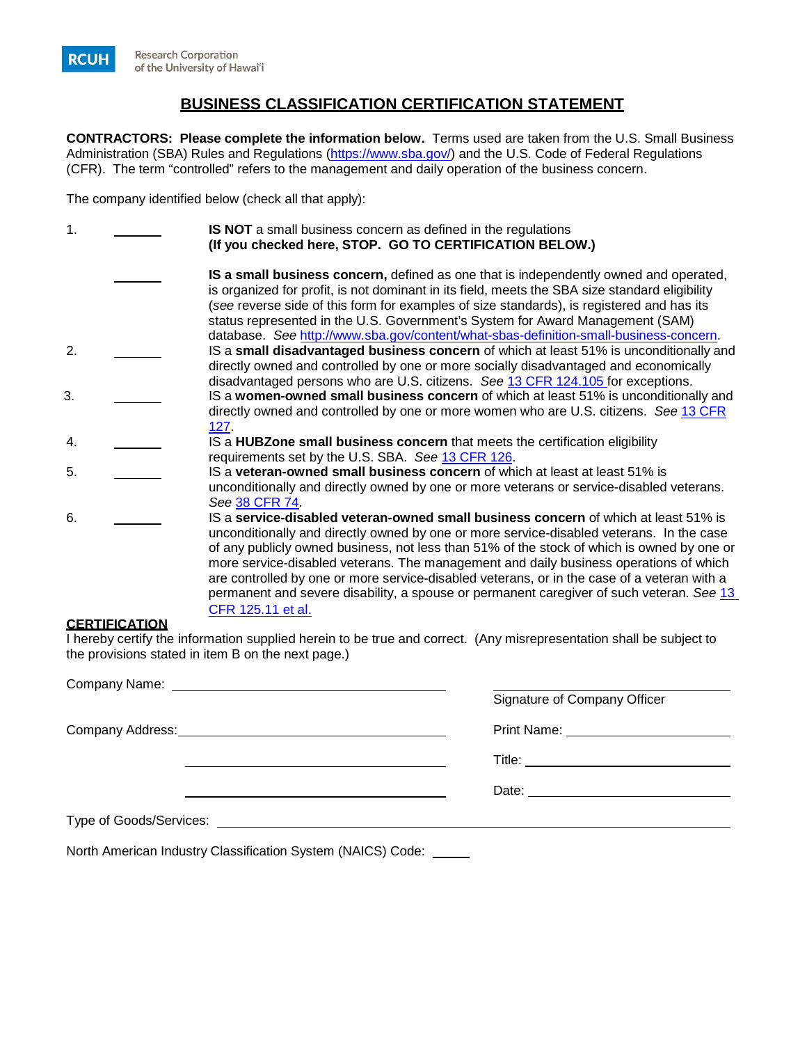RCUH Research Corporation of the University of Hawaiʻi

# BUSINESS CLASSIFICATION CERTIFICATION STATEMENT

**CONTRACTORS: Please complete the information below.** Terms used are taken from the U.S. Small Business Administration (SBA) Rules and Regulations (https://www.sba.gov/) and the U.S. Code of Federal Regulations (CFR). The term “controlled” refers to the management and daily operation of the business concern.

The company identified below (check all that apply):

1. _______ **IS NOT** a small business concern as defined in the regulations
   **(If you checked here, STOP. GO TO CERTIFICATION BELOW.)**

   _______ **IS a small business concern,** defined as one that is independently owned and operated, is organized for profit, is not dominant in its field, meets the SBA size standard eligibility (*see* reverse side of this form for examples of size standards), is registered and has its status represented in the U.S. Government’s System for Award Management (SAM) database. *See* http://www.sba.gov/content/what-sbas-definition-small-business-concern.

2. _______ IS a **small disadvantaged business concern** of which at least 51% is unconditionally and directly owned and controlled by one or more socially disadvantaged and economically disadvantaged persons who are U.S. citizens. *See* 13 CFR 124.105 for exceptions.

3. _______ IS a **women-owned small business concern** of which at least 51% is unconditionally and directly owned and controlled by one or more women who are U.S. citizens. *See* 13 CFR 127.

4. _______ IS a **HUBZone small business concern** that meets the certification eligibility requirements set by the U.S. SBA. *See* 13 CFR 126.

5. _______ IS a **veteran-owned small business concern** of which at least at least 51% is unconditionally and directly owned by one or more veterans or service-disabled veterans. *See* 38 CFR 74.

6. _______ IS a **service-disabled veteran-owned small business concern** of which at least 51% is unconditionally and directly owned by one or more service-disabled veterans. In the case of any publicly owned business, not less than 51% of the stock of which is owned by one or more service-disabled veterans. The management and daily business operations of which are controlled by one or more service-disabled veterans, or in the case of a veteran with a permanent and severe disability, a spouse or permanent caregiver of such veteran. *See* 13 CFR 125.11 et al.

## CERTIFICATION

I hereby certify the information supplied herein to be true and correct. (Any misrepresentation shall be subject to the provisions stated in item B on the next page.)

Company Name: ______________________________

Company Address: ______________________________

______________________________

______________________________

______________________________
Signature of Company Officer

Print Name: ______________________________

Title: ______________________________

Date: ______________________________

Type of Goods/Services: ______________________________

North American Industry Classification System (NAICS) Code: _____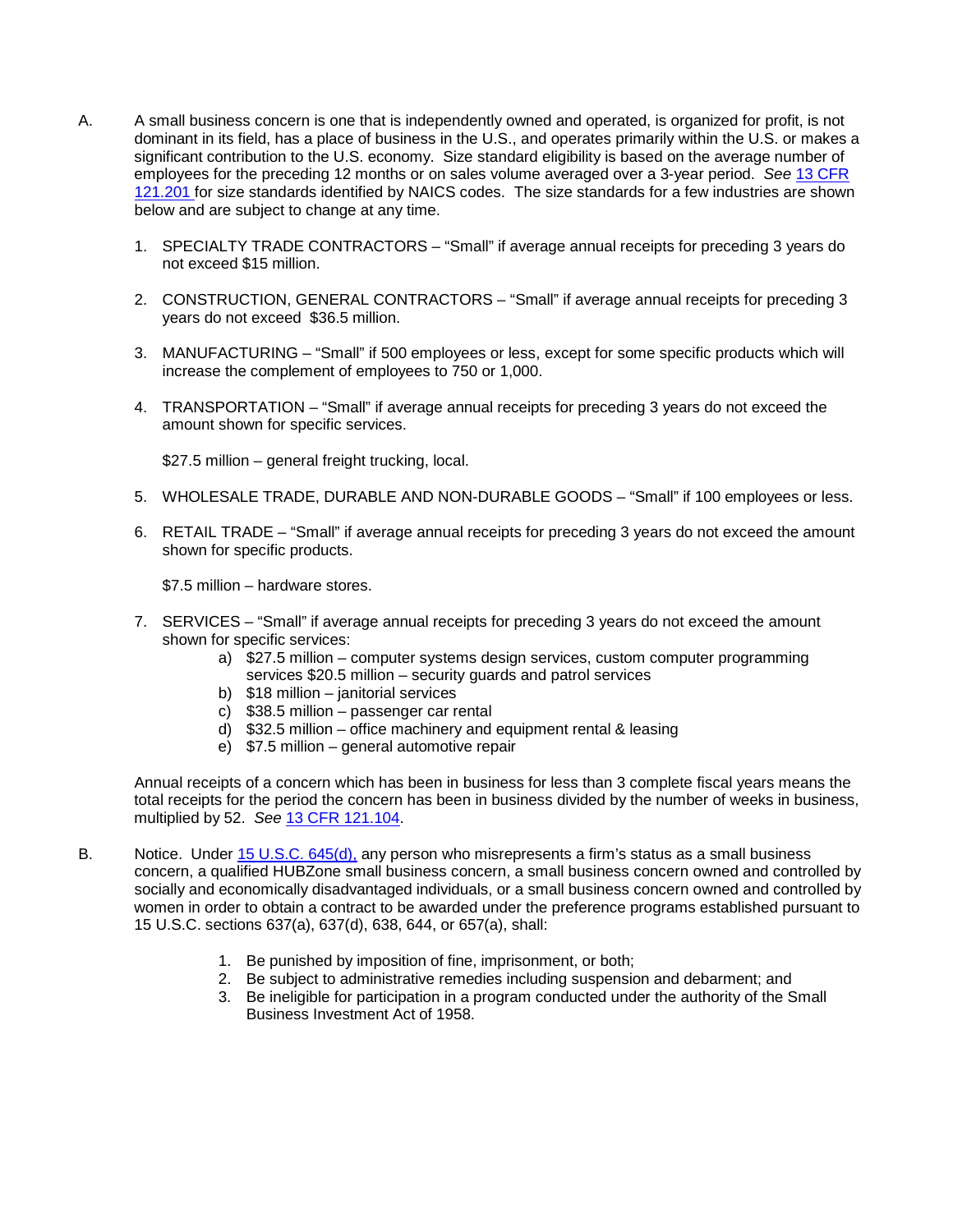A. A small business concern is one that is independently owned and operated, is organized for profit, is not dominant in its field, has a place of business in the U.S., and operates primarily within the U.S. or makes a significant contribution to the U.S. economy. Size standard eligibility is based on the average number of employees for the preceding 12 months or on sales volume averaged over a 3-year period. *See* 13 CFR 121.201 for size standards identified by NAICS codes. The size standards for a few industries are shown below and are subject to change at any time.

   1. SPECIALTY TRADE CONTRACTORS – "Small" if average annual receipts for preceding 3 years do not exceed $15 million.

   2. CONSTRUCTION, GENERAL CONTRACTORS – "Small" if average annual receipts for preceding 3 years do not exceed $36.5 million.

   3. MANUFACTURING – "Small" if 500 employees or less, except for some specific products which will increase the complement of employees to 750 or 1,000.

   4. TRANSPORTATION – "Small" if average annual receipts for preceding 3 years do not exceed the amount shown for specific services.

      $27.5 million – general freight trucking, local.

   5. WHOLESALE TRADE, DURABLE AND NON-DURABLE GOODS – "Small" if 100 employees or less.

   6. RETAIL TRADE – "Small" if average annual receipts for preceding 3 years do not exceed the amount shown for specific products.

      $7.5 million – hardware stores.

   7. SERVICES – "Small" if average annual receipts for preceding 3 years do not exceed the amount shown for specific services:
      a) $27.5 million – computer systems design services, custom computer programming services $20.5 million – security guards and patrol services
      b) $18 million – janitorial services
      c) $38.5 million – passenger car rental
      d) $32.5 million – office machinery and equipment rental & leasing
      e) $7.5 million – general automotive repair

   Annual receipts of a concern which has been in business for less than 3 complete fiscal years means the total receipts for the period the concern has been in business divided by the number of weeks in business, multiplied by 52. *See* 13 CFR 121.104.

B. Notice. Under 15 U.S.C. 645(d), any person who misrepresents a firm's status as a small business concern, a qualified HUBZone small business concern, a small business concern owned and controlled by socially and economically disadvantaged individuals, or a small business concern owned and controlled by women in order to obtain a contract to be awarded under the preference programs established pursuant to 15 U.S.C. sections 637(a), 637(d), 638, 644, or 657(a), shall:

   1. Be punished by imposition of fine, imprisonment, or both;
   2. Be subject to administrative remedies including suspension and debarment; and
   3. Be ineligible for participation in a program conducted under the authority of the Small Business Investment Act of 1958.